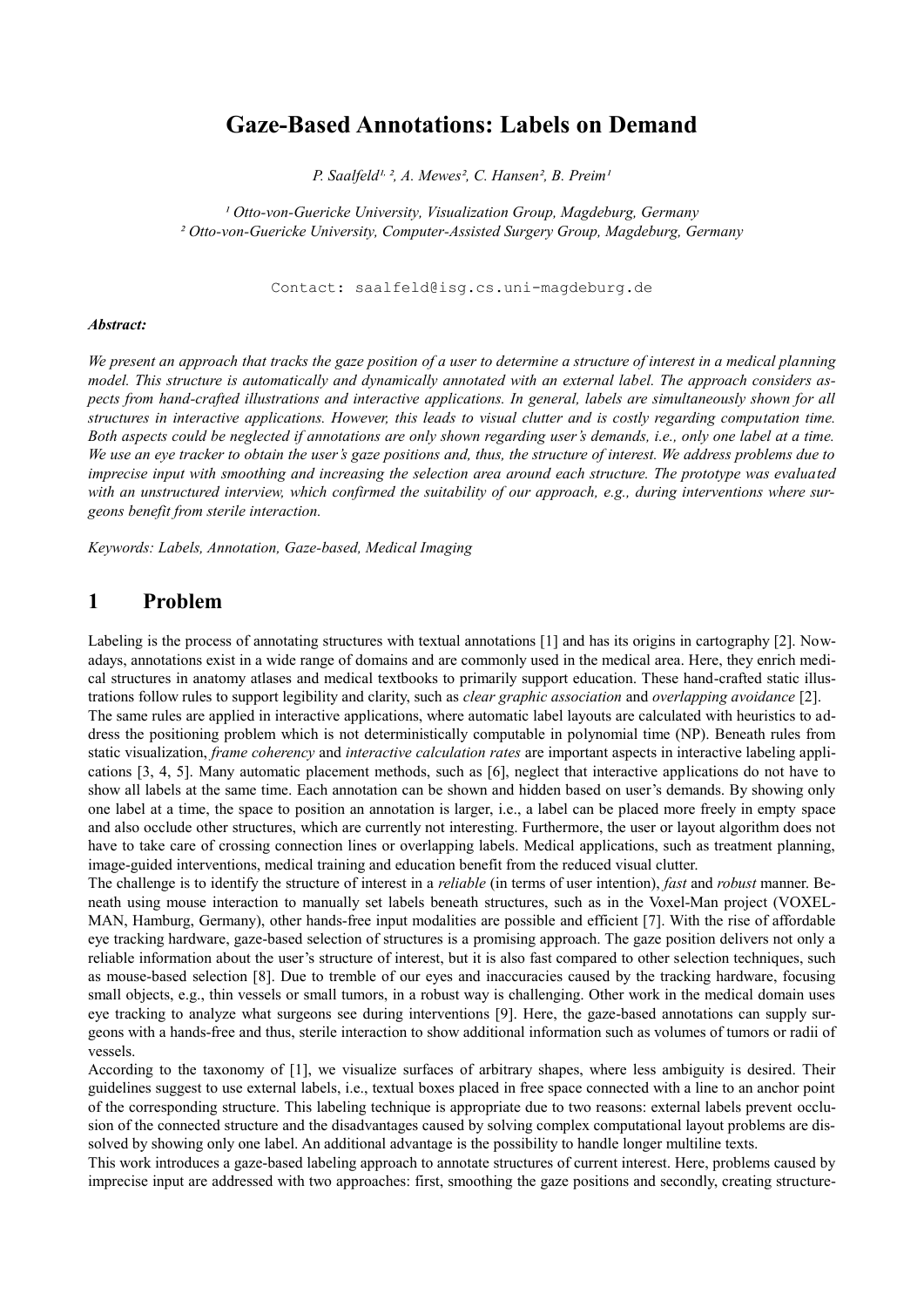# Gaze-Based Annotations: Labels on Demand

*P. Saalfeld[1, 2], A. Mewes[2], C. Hansen[2], B. Preim[1]*

*[1] Otto-von-Guericke University, Visualization Group, Magdeburg, Germany*
*[2] Otto-von-Guericke University, Computer-Assisted Surgery Group, Magdeburg, Germany*

Contact: saalfeld@isg.cs.uni-magdeburg.de

***Abstract:***

*We present an approach that tracks the gaze position of a user to determine a structure of interest in a medical planning model. This structure is automatically and dynamically annotated with an external label. The approach considers aspects from hand-crafted illustrations and interactive applications. In general, labels are simultaneously shown for all structures in interactive applications. However, this leads to visual clutter and is costly regarding computation time. Both aspects could be neglected if annotations are only shown regarding user's demands, i.e., only one label at a time. We use an eye tracker to obtain the user's gaze positions and, thus, the structure of interest. We address problems due to imprecise input with smoothing and increasing the selection area around each structure. The prototype was evaluated with an unstructured interview, which confirmed the suitability of our approach, e.g., during interventions where surgeons benefit from sterile interaction.*

*Keywords: Labels, Annotation, Gaze-based, Medical Imaging*

## 1 Problem

Labeling is the process of annotating structures with textual annotations [1] and has its origins in cartography [2]. Nowadays, annotations exist in a wide range of domains and are commonly used in the medical area. Here, they enrich medical structures in anatomy atlases and medical textbooks to primarily support education. These hand-crafted static illustrations follow rules to support legibility and clarity, such as *clear graphic association* and *overlapping avoidance* [2].

The same rules are applied in interactive applications, where automatic label layouts are calculated with heuristics to address the positioning problem which is not deterministically computable in polynomial time (NP). Beneath rules from static visualization, *frame coherency* and *interactive calculation rates* are important aspects in interactive labeling applications [3, 4, 5]. Many automatic placement methods, such as [6], neglect that interactive applications do not have to show all labels at the same time. Each annotation can be shown and hidden based on user's demands. By showing only one label at a time, the space to position an annotation is larger, i.e., a label can be placed more freely in empty space and also occlude other structures, which are currently not interesting. Furthermore, the user or layout algorithm does not have to take care of crossing connection lines or overlapping labels. Medical applications, such as treatment planning, image-guided interventions, medical training and education benefit from the reduced visual clutter.

The challenge is to identify the structure of interest in a *reliable* (in terms of user intention), *fast* and *robust* manner. Beneath using mouse interaction to manually set labels beneath structures, such as in the Voxel-Man project (VOXEL-MAN, Hamburg, Germany), other hands-free input modalities are possible and efficient [7]. With the rise of affordable eye tracking hardware, gaze-based selection of structures is a promising approach. The gaze position delivers not only a reliable information about the user's structure of interest, but it is also fast compared to other selection techniques, such as mouse-based selection [8]. Due to tremble of our eyes and inaccuracies caused by the tracking hardware, focusing small objects, e.g., thin vessels or small tumors, in a robust way is challenging. Other work in the medical domain uses eye tracking to analyze what surgeons see during interventions [9]. Here, the gaze-based annotations can supply surgeons with a hands-free and thus, sterile interaction to show additional information such as volumes of tumors or radii of vessels.

According to the taxonomy of [1], we visualize surfaces of arbitrary shapes, where less ambiguity is desired. Their guidelines suggest to use external labels, i.e., textual boxes placed in free space connected with a line to an anchor point of the corresponding structure. This labeling technique is appropriate due to two reasons: external labels prevent occlusion of the connected structure and the disadvantages caused by solving complex computational layout problems are dissolved by showing only one label. An additional advantage is the possibility to handle longer multiline texts.

This work introduces a gaze-based labeling approach to annotate structures of current interest. Here, problems caused by imprecise input are addressed with two approaches: first, smoothing the gaze positions and secondly, creating structure-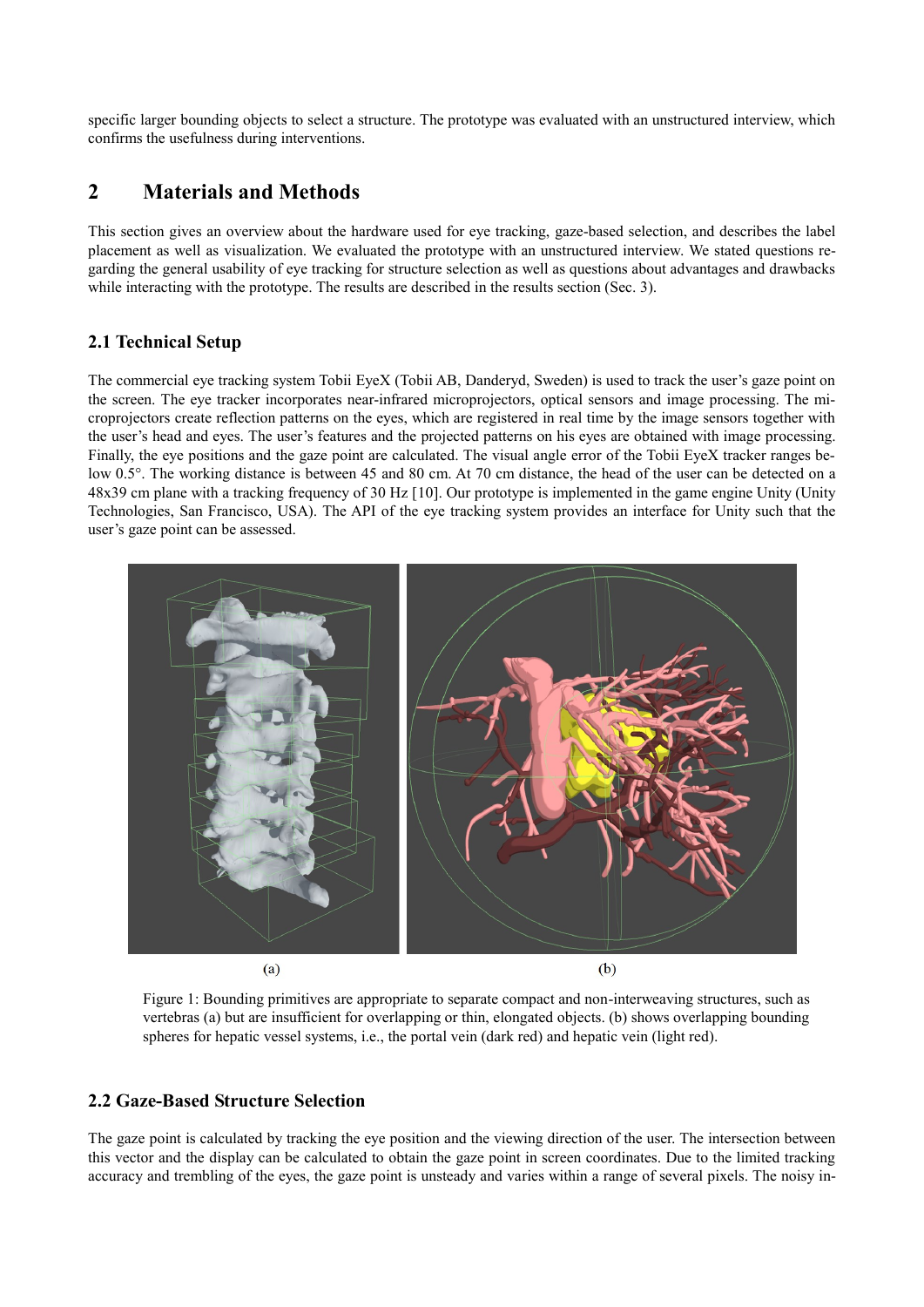specific larger bounding objects to select a structure. The prototype was evaluated with an unstructured interview, which confirms the usefulness during interventions.

## 2 Materials and Methods

This section gives an overview about the hardware used for eye tracking, gaze-based selection, and describes the label placement as well as visualization. We evaluated the prototype with an unstructured interview. We stated questions regarding the general usability of eye tracking for structure selection as well as questions about advantages and drawbacks while interacting with the prototype. The results are described in the results section (Sec. 3).

### 2.1 Technical Setup

The commercial eye tracking system Tobii EyeX (Tobii AB, Danderyd, Sweden) is used to track the user's gaze point on the screen. The eye tracker incorporates near-infrared microprojectors, optical sensors and image processing. The microprojectors create reflection patterns on the eyes, which are registered in real time by the image sensors together with the user's head and eyes. The user's features and the projected patterns on his eyes are obtained with image processing. Finally, the eye positions and the gaze point are calculated. The visual angle error of the Tobii EyeX tracker ranges below 0.5°. The working distance is between 45 and 80 cm. At 70 cm distance, the head of the user can be detected on a 48x39 cm plane with a tracking frequency of 30 Hz [10]. Our prototype is implemented in the game engine Unity (Unity Technologies, San Francisco, USA). The API of the eye tracking system provides an interface for Unity such that the user's gaze point can be assessed.

(a)

(b)

Figure 1: Bounding primitives are appropriate to separate compact and non-interweaving structures, such as vertebras (a) but are insufficient for overlapping or thin, elongated objects. (b) shows overlapping bounding spheres for hepatic vessel systems, i.e., the portal vein (dark red) and hepatic vein (light red).

### 2.2 Gaze-Based Structure Selection

The gaze point is calculated by tracking the eye position and the viewing direction of the user. The intersection between this vector and the display can be calculated to obtain the gaze point in screen coordinates. Due to the limited tracking accuracy and trembling of the eyes, the gaze point is unsteady and varies within a range of several pixels. The noisy in-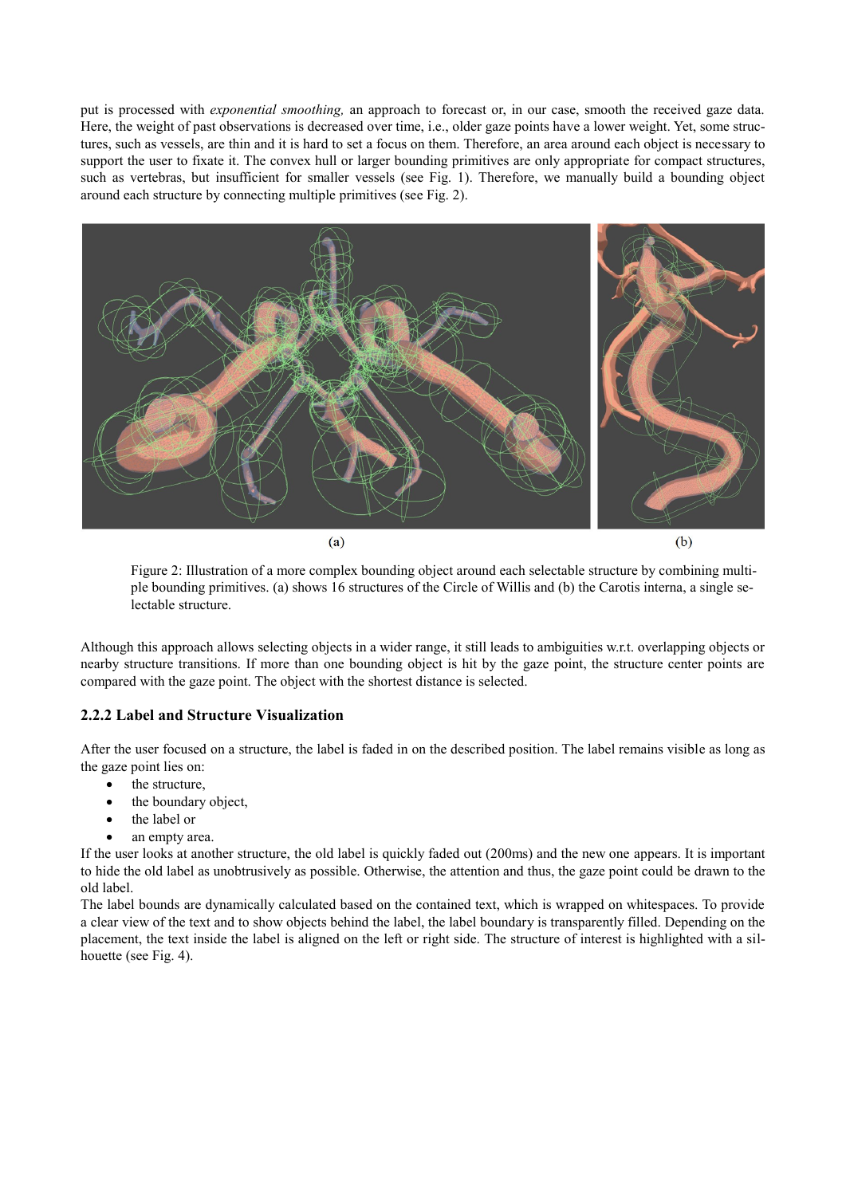put is processed with *exponential smoothing,* an approach to forecast or, in our case, smooth the received gaze data. Here, the weight of past observations is decreased over time, i.e., older gaze points have a lower weight. Yet, some structures, such as vessels, are thin and it is hard to set a focus on them. Therefore, an area around each object is necessary to support the user to fixate it. The convex hull or larger bounding primitives are only appropriate for compact structures, such as vertebras, but insufficient for smaller vessels (see Fig. 1). Therefore, we manually build a bounding object around each structure by connecting multiple primitives (see Fig. 2).

(a) (b)

Figure 2: Illustration of a more complex bounding object around each selectable structure by combining multiple bounding primitives. (a) shows 16 structures of the Circle of Willis and (b) the Carotis interna, a single selectable structure.

Although this approach allows selecting objects in a wider range, it still leads to ambiguities w.r.t. overlapping objects or nearby structure transitions. If more than one bounding object is hit by the gaze point, the structure center points are compared with the gaze point. The object with the shortest distance is selected.

### 2.2.2 Label and Structure Visualization

After the user focused on a structure, the label is faded in on the described position. The label remains visible as long as the gaze point lies on:

- the structure,
- the boundary object,
- the label or
- an empty area.

If the user looks at another structure, the old label is quickly faded out (200ms) and the new one appears. It is important to hide the old label as unobtrusively as possible. Otherwise, the attention and thus, the gaze point could be drawn to the old label.

The label bounds are dynamically calculated based on the contained text, which is wrapped on whitespaces. To provide a clear view of the text and to show objects behind the label, the label boundary is transparently filled. Depending on the placement, the text inside the label is aligned on the left or right side. The structure of interest is highlighted with a silhouette (see Fig. 4).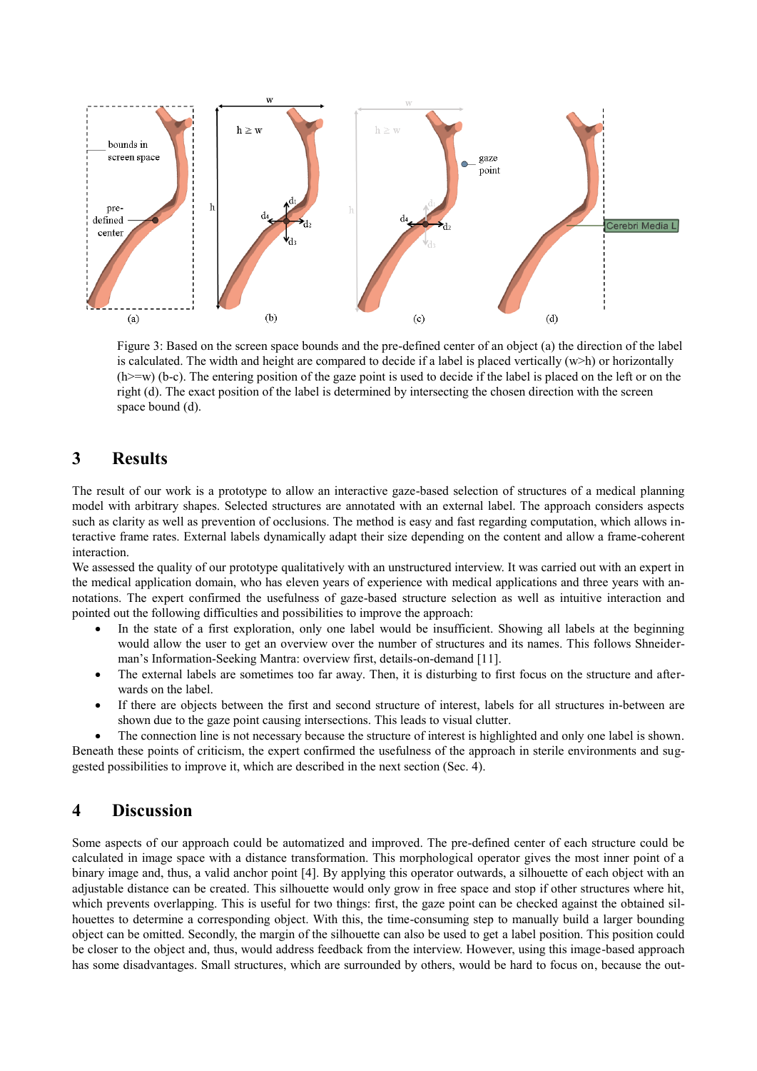bounds in screen space

pre-defined center

(a)

w

h ≥ w

h

$d_1$

$d_4$

$d_2$

$d_3$

(b)

w

h ≥ w

h

gaze point

$d_1$

$d_4$

$d_2$

$d_3$

(c)

Cerebri Media L

(d)

Figure 3: Based on the screen space bounds and the pre-defined center of an object (a) the direction of the label is calculated. The width and height are compared to decide if a label is placed vertically (w>h) or horizontally (h>=w) (b-c). The entering position of the gaze point is used to decide if the label is placed on the left or on the right (d). The exact position of the label is determined by intersecting the chosen direction with the screen space bound (d).

## 3 Results

The result of our work is a prototype to allow an interactive gaze-based selection of structures of a medical planning model with arbitrary shapes. Selected structures are annotated with an external label. The approach considers aspects such as clarity as well as prevention of occlusions. The method is easy and fast regarding computation, which allows interactive frame rates. External labels dynamically adapt their size depending on the content and allow a frame-coherent interaction.

We assessed the quality of our prototype qualitatively with an unstructured interview. It was carried out with an expert in the medical application domain, who has eleven years of experience with medical applications and three years with annotations. The expert confirmed the usefulness of gaze-based structure selection as well as intuitive interaction and pointed out the following difficulties and possibilities to improve the approach:

- In the state of a first exploration, only one label would be insufficient. Showing all labels at the beginning would allow the user to get an overview over the number of structures and its names. This follows Shneiderman's Information-Seeking Mantra: overview first, details-on-demand [11].
- The external labels are sometimes too far away. Then, it is disturbing to first focus on the structure and afterwards on the label.
- If there are objects between the first and second structure of interest, labels for all structures in-between are shown due to the gaze point causing intersections. This leads to visual clutter.
- The connection line is not necessary because the structure of interest is highlighted and only one label is shown.

Beneath these points of criticism, the expert confirmed the usefulness of the approach in sterile environments and suggested possibilities to improve it, which are described in the next section (Sec. 4).

## 4 Discussion

Some aspects of our approach could be automatized and improved. The pre-defined center of each structure could be calculated in image space with a distance transformation. This morphological operator gives the most inner point of a binary image and, thus, a valid anchor point [4]. By applying this operator outwards, a silhouette of each object with an adjustable distance can be created. This silhouette would only grow in free space and stop if other structures where hit, which prevents overlapping. This is useful for two things: first, the gaze point can be checked against the obtained silhouettes to determine a corresponding object. With this, the time-consuming step to manually build a larger bounding object can be omitted. Secondly, the margin of the silhouette can also be used to get a label position. This position could be closer to the object and, thus, would address feedback from the interview. However, using this image-based approach has some disadvantages. Small structures, which are surrounded by others, would be hard to focus on, because the out-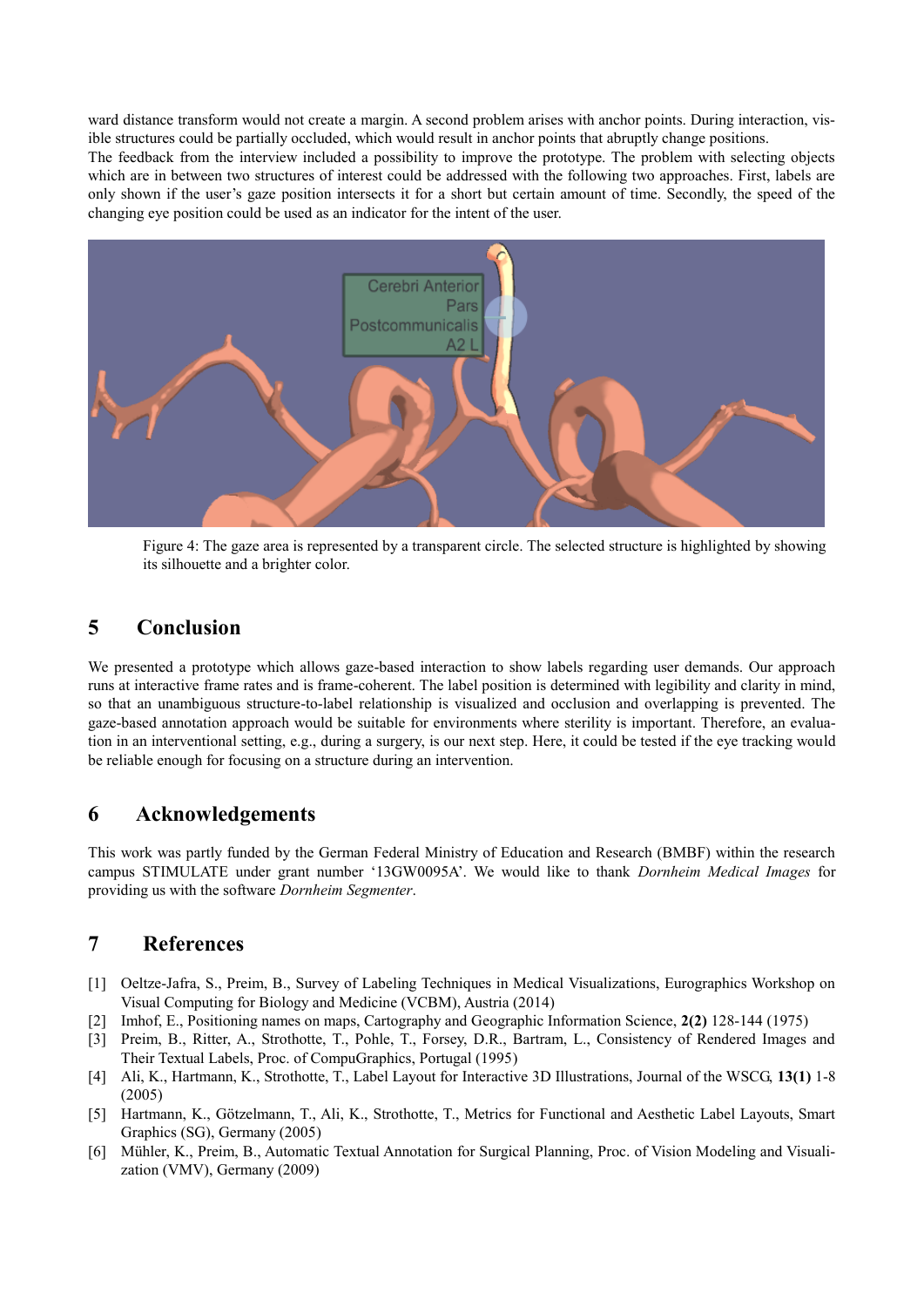ward distance transform would not create a margin. A second problem arises with anchor points. During interaction, visible structures could be partially occluded, which would result in anchor points that abruptly change positions.
The feedback from the interview included a possibility to improve the prototype. The problem with selecting objects which are in between two structures of interest could be addressed with the following two approaches. First, labels are only shown if the user's gaze position intersects it for a short but certain amount of time. Secondly, the speed of the changing eye position could be used as an indicator for the intent of the user.

Figure 4: The gaze area is represented by a transparent circle. The selected structure is highlighted by showing its silhouette and a brighter color.

## 5 Conclusion

We presented a prototype which allows gaze-based interaction to show labels regarding user demands. Our approach runs at interactive frame rates and is frame-coherent. The label position is determined with legibility and clarity in mind, so that an unambiguous structure-to-label relationship is visualized and occlusion and overlapping is prevented. The gaze-based annotation approach would be suitable for environments where sterility is important. Therefore, an evaluation in an interventional setting, e.g., during a surgery, is our next step. Here, it could be tested if the eye tracking would be reliable enough for focusing on a structure during an intervention.

## 6 Acknowledgements

This work was partly funded by the German Federal Ministry of Education and Research (BMBF) within the research campus STIMULATE under grant number '13GW0095A'. We would like to thank *Dornheim Medical Images* for providing us with the software *Dornheim Segmenter*.

## 7 References

[1] Oeltze-Jafra, S., Preim, B., Survey of Labeling Techniques in Medical Visualizations, Eurographics Workshop on Visual Computing for Biology and Medicine (VCBM), Austria (2014)

[2] Imhof, E., Positioning names on maps, Cartography and Geographic Information Science, **2(2)** 128-144 (1975)

[3] Preim, B., Ritter, A., Strothotte, T., Pohle, T., Forsey, D.R., Bartram, L., Consistency of Rendered Images and Their Textual Labels, Proc. of CompuGraphics, Portugal (1995)

[4] Ali, K., Hartmann, K., Strothotte, T., Label Layout for Interactive 3D Illustrations, Journal of the WSCG, **13(1)** 1-8 (2005)

[5] Hartmann, K., Götzelmann, T., Ali, K., Strothotte, T., Metrics for Functional and Aesthetic Label Layouts, Smart Graphics (SG), Germany (2005)

[6] Mühler, K., Preim, B., Automatic Textual Annotation for Surgical Planning, Proc. of Vision Modeling and Visualization (VMV), Germany (2009)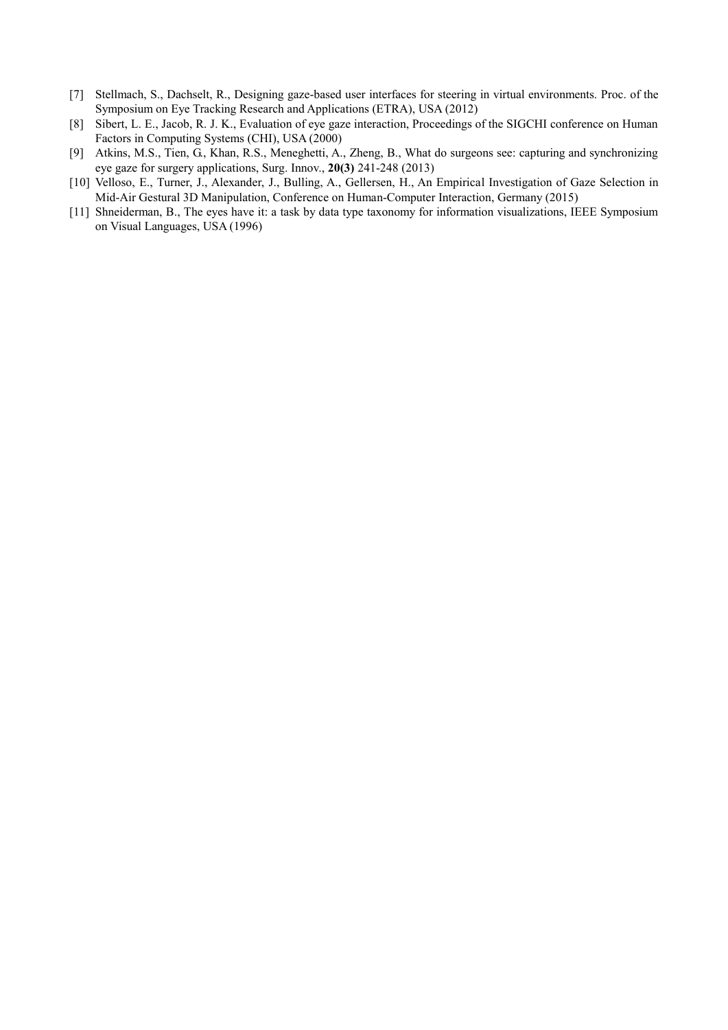[7] Stellmach, S., Dachselt, R., Designing gaze-based user interfaces for steering in virtual environments. Proc. of the Symposium on Eye Tracking Research and Applications (ETRA), USA (2012)

[8] Sibert, L. E., Jacob, R. J. K., Evaluation of eye gaze interaction, Proceedings of the SIGCHI conference on Human Factors in Computing Systems (CHI), USA (2000)

[9] Atkins, M.S., Tien, G., Khan, R.S., Meneghetti, A., Zheng, B., What do surgeons see: capturing and synchronizing eye gaze for surgery applications, Surg. Innov., **20(3)** 241-248 (2013)

[10] Velloso, E., Turner, J., Alexander, J., Bulling, A., Gellersen, H., An Empirical Investigation of Gaze Selection in Mid-Air Gestural 3D Manipulation, Conference on Human-Computer Interaction, Germany (2015)

[11] Shneiderman, B., The eyes have it: a task by data type taxonomy for information visualizations, IEEE Symposium on Visual Languages, USA (1996)